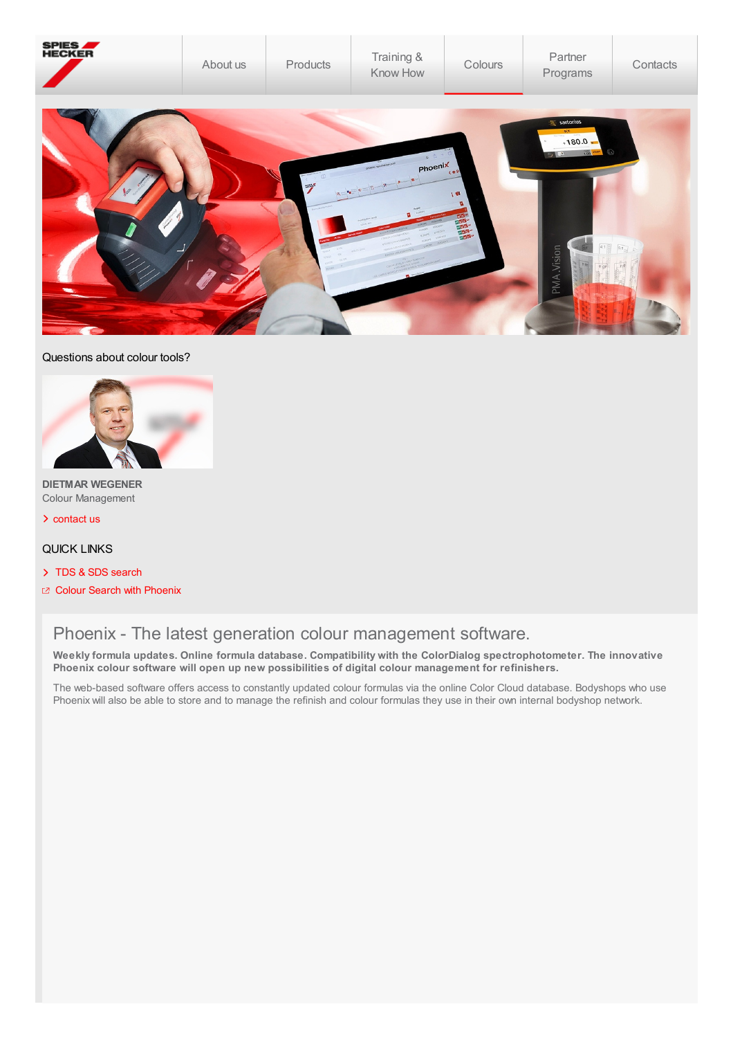SPIES HECKER

About us | Products | Training & Know How | Colours | Partner Programs | Contacts

Questions about colour tools?

**DIETMAR WEGENER**
Colour Management

> contact us

QUICK LINKS

> TDS & SDS search

Colour Search with Phoenix

# Phoenix - The latest generation colour management software.

**Weekly formula updates. Online formula database. Compatibility with the ColorDialog spectrophotometer. The innovative Phoenix colour software will open up new possibilities of digital colour management for refinishers.**

The web-based software offers access to constantly updated colour formulas via the online Color Cloud database. Bodyshops who use Phoenix will also be able to store and to manage the refinish and colour formulas they use in their own internal bodyshop network.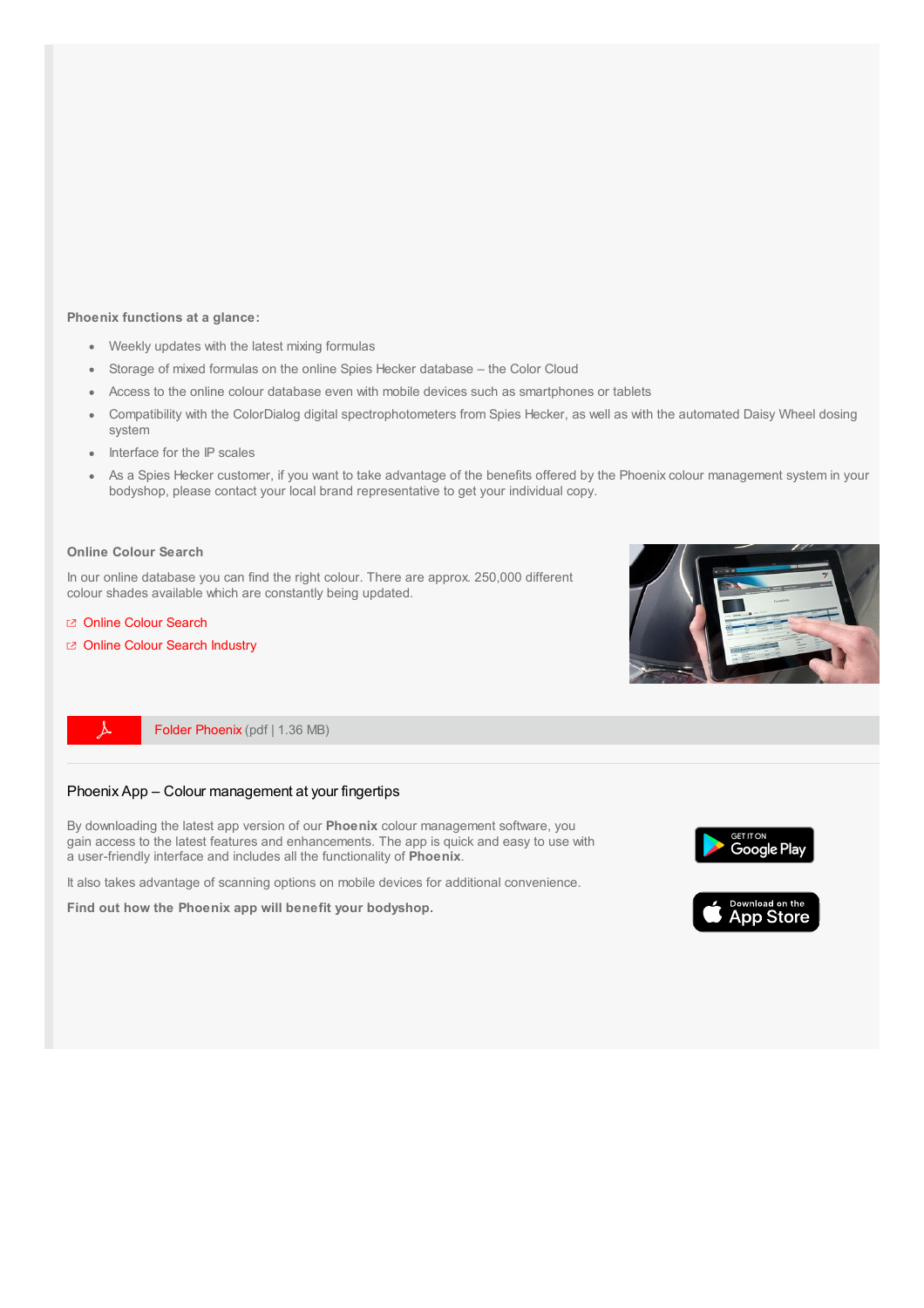**Phoenix functions at a glance:**

- Weekly updates with the latest mixing formulas
- Storage of mixed formulas on the online Spies Hecker database – the Color Cloud
- Access to the online colour database even with mobile devices such as smartphones or tablets
- Compatibility with the ColorDialog digital spectrophotometers from Spies Hecker, as well as with the automated Daisy Wheel dosing system
- Interface for the IP scales
- As a Spies Hecker customer, if you want to take advantage of the benefits offered by the Phoenix colour management system in your bodyshop, please contact your local brand representative to get your individual copy.

**Online Colour Search**

In our online database you can find the right colour. There are approx. 250,000 different colour shades available which are constantly being updated.

Online Colour Search

Online Colour Search Industry

Folder Phoenix (pdf | 1.36 MB)

## Phoenix App – Colour management at your fingertips

By downloading the latest app version of our **Phoenix** colour management software, you gain access to the latest features and enhancements. The app is quick and easy to use with a user-friendly interface and includes all the functionality of **Phoenix**.

It also takes advantage of scanning options on mobile devices for additional convenience.

**Find out how the Phoenix app will benefit your bodyshop.**

GET IT ON Google Play

Download on the App Store